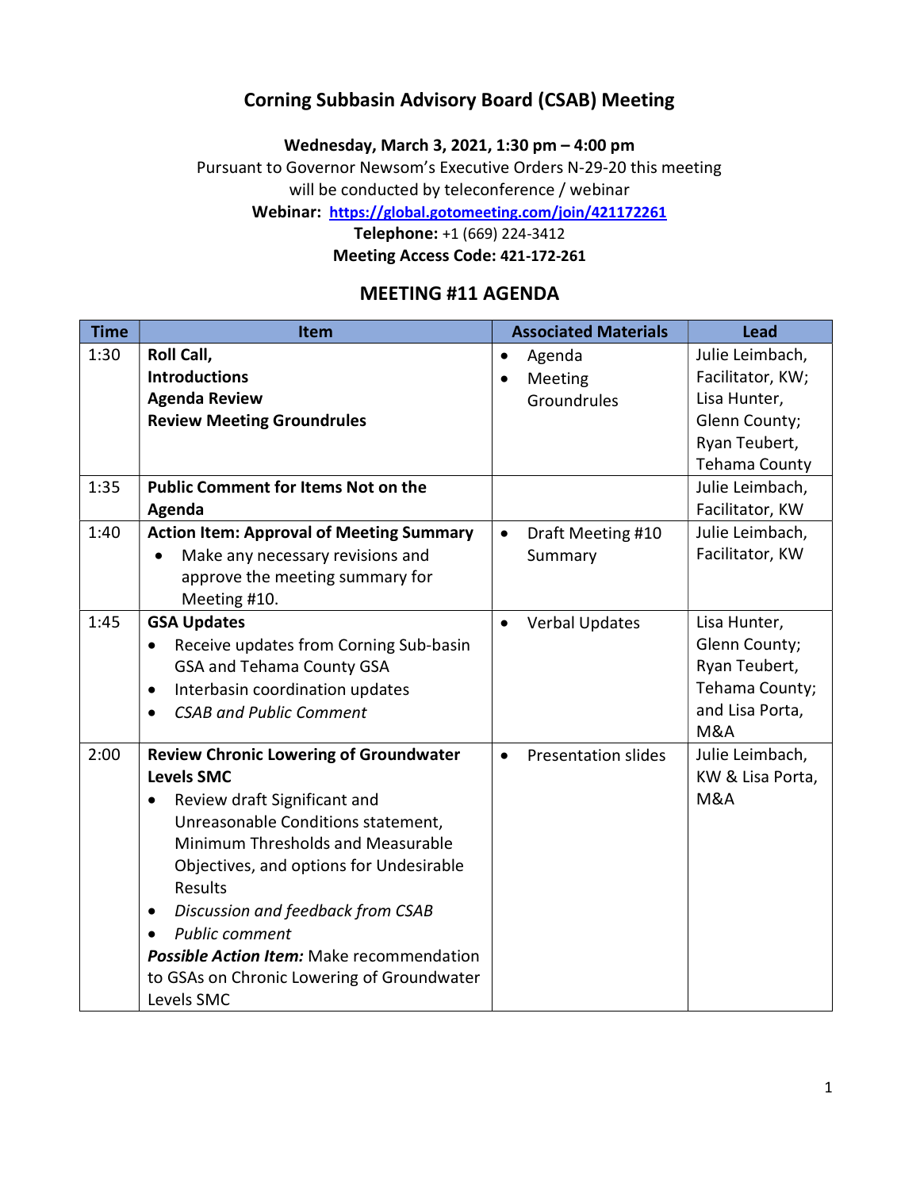# Corning Subbasin Advisory Board (CSAB) Meeting

**Wednesday, March 3, 2021, 1:30 pm – 4:00 pm**

Pursuant to Governor Newsom's Executive Orders N-29-20 this meeting will be conducted by teleconference / webinar

**Webinar: [https://global.gotomeeting.com/join/421172261](https://global.gotomeeting.com/join/421172261)**

**Telephone:** +1 (669) 224-3412

**Meeting Access Code: 421-172-261**

## MEETING #11 AGENDA

| Time | Item | Associated Materials | Lead |
|---|---|---|---|
| 1:30 | **Roll Call,**<br>**Introductions**<br>**Agenda Review**<br>**Review Meeting Groundrules** | • Agenda<br>• Meeting Groundrules | Julie Leimbach, Facilitator, KW; Lisa Hunter, Glenn County; Ryan Teubert, Tehama County |
| 1:35 | **Public Comment for Items Not on the Agenda** | | Julie Leimbach, Facilitator, KW |
| 1:40 | **Action Item: Approval of Meeting Summary**<br>• Make any necessary revisions and approve the meeting summary for Meeting #10. | • Draft Meeting #10 Summary | Julie Leimbach, Facilitator, KW |
| 1:45 | **GSA Updates**<br>• Receive updates from Corning Sub-basin GSA and Tehama County GSA<br>• Interbasin coordination updates<br>• *CSAB and Public Comment* | • Verbal Updates | Lisa Hunter, Glenn County; Ryan Teubert, Tehama County; and Lisa Porta, M&A |
| 2:00 | **Review Chronic Lowering of Groundwater Levels SMC**<br>• Review draft Significant and Unreasonable Conditions statement, Minimum Thresholds and Measurable Objectives, and options for Undesirable Results<br>• *Discussion and feedback from CSAB*<br>• *Public comment*<br>***Possible Action Item:*** Make recommendation to GSAs on Chronic Lowering of Groundwater Levels SMC | • Presentation slides | Julie Leimbach, KW & Lisa Porta, M&A |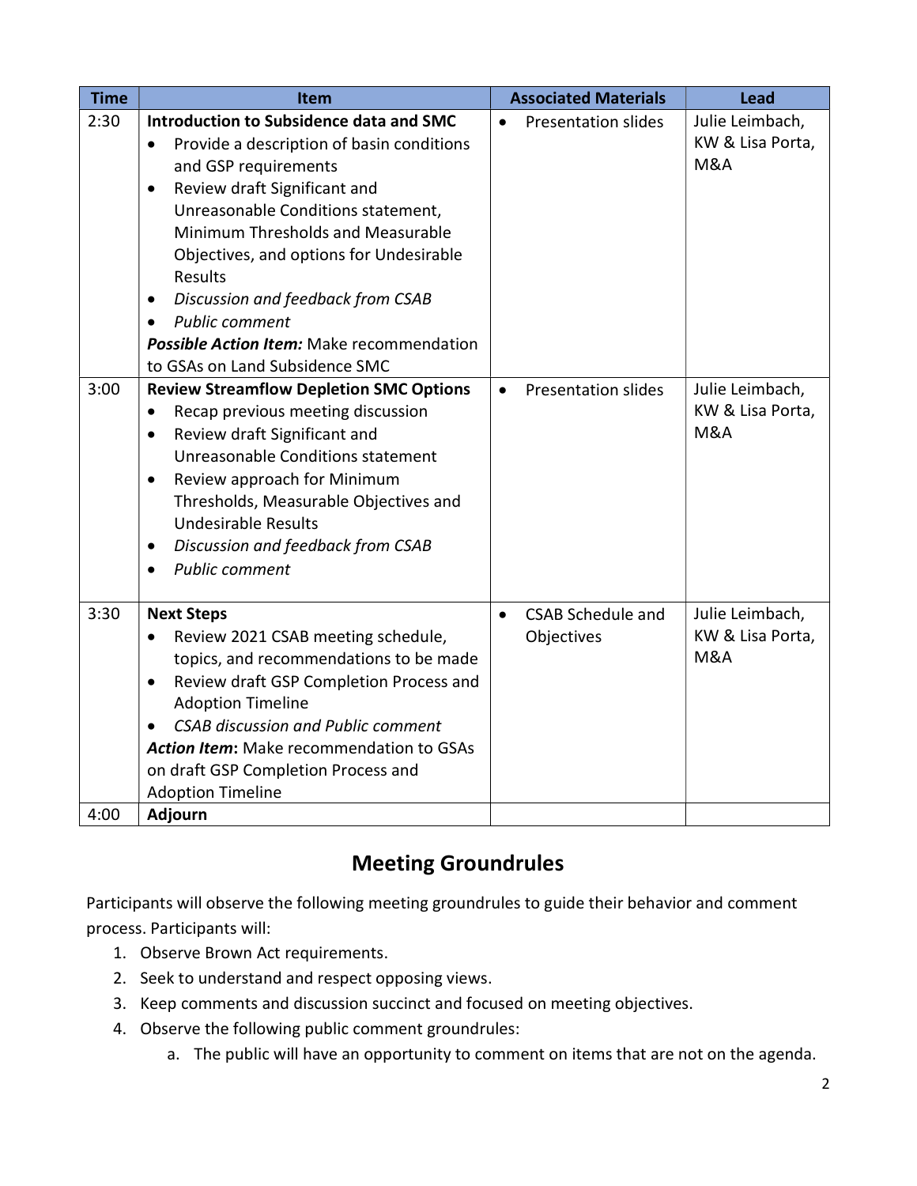| Time | Item | Associated Materials | Lead |
|---|---|---|---|
| 2:30 | **Introduction to Subsidence data and SMC**<br>• Provide a description of basin conditions and GSP requirements<br>• Review draft Significant and Unreasonable Conditions statement, Minimum Thresholds and Measurable Objectives, and options for Undesirable Results<br>• *Discussion and feedback from CSAB*<br>• *Public comment*<br>***Possible Action Item:*** Make recommendation to GSAs on Land Subsidence SMC | • Presentation slides | Julie Leimbach, KW & Lisa Porta, M&A |
| 3:00 | **Review Streamflow Depletion SMC Options**<br>• Recap previous meeting discussion<br>• Review draft Significant and Unreasonable Conditions statement<br>• Review approach for Minimum Thresholds, Measurable Objectives and Undesirable Results<br>• *Discussion and feedback from CSAB*<br>• *Public comment* | • Presentation slides | Julie Leimbach, KW & Lisa Porta, M&A |
| 3:30 | **Next Steps**<br>• Review 2021 CSAB meeting schedule, topics, and recommendations to be made<br>• Review draft GSP Completion Process and Adoption Timeline<br>• *CSAB discussion and Public comment*<br>***Action Item*:** Make recommendation to GSAs on draft GSP Completion Process and Adoption Timeline | • CSAB Schedule and Objectives | Julie Leimbach, KW & Lisa Porta, M&A |
| 4:00 | **Adjourn** | | |

## Meeting Groundrules

Participants will observe the following meeting groundrules to guide their behavior and comment process. Participants will:

1. Observe Brown Act requirements.
2. Seek to understand and respect opposing views.
3. Keep comments and discussion succinct and focused on meeting objectives.
4. Observe the following public comment groundrules:
   a. The public will have an opportunity to comment on items that are not on the agenda.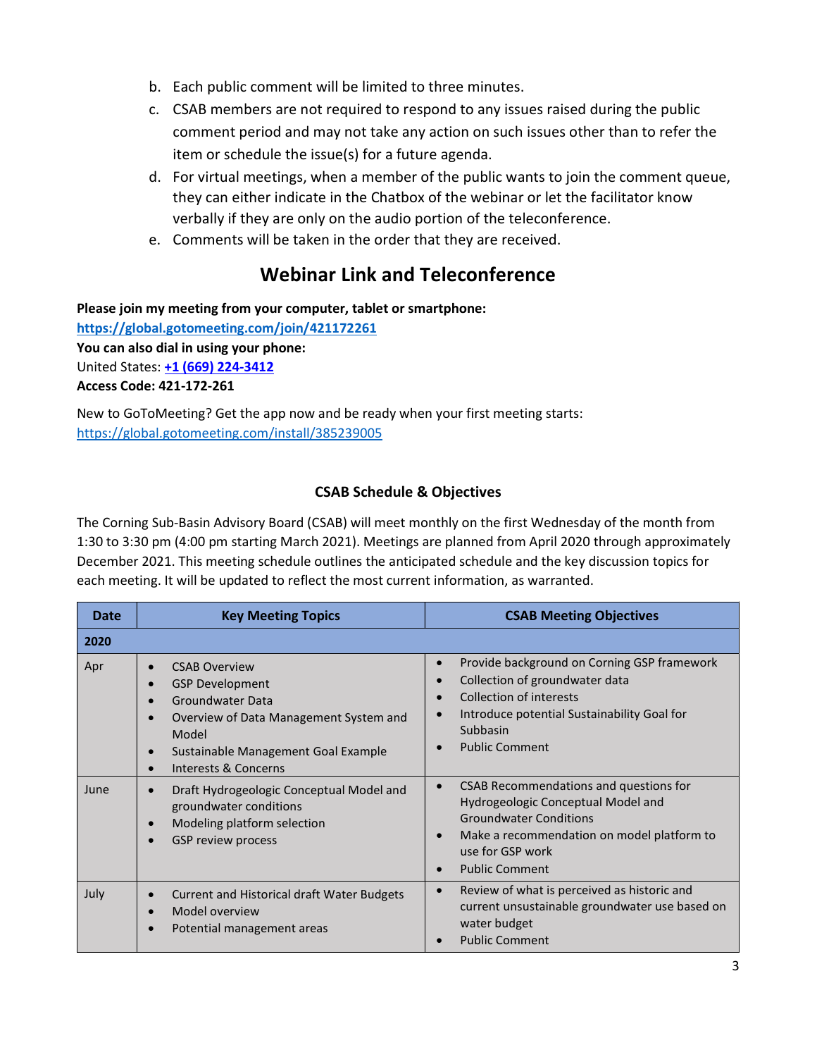b. Each public comment will be limited to three minutes.

c. CSAB members are not required to respond to any issues raised during the public comment period and may not take any action on such issues other than to refer the item or schedule the issue(s) for a future agenda.

d. For virtual meetings, when a member of the public wants to join the comment queue, they can either indicate in the Chatbox of the webinar or let the facilitator know verbally if they are only on the audio portion of the teleconference.

e. Comments will be taken in the order that they are received.

## Webinar Link and Teleconference

**Please join my meeting from your computer, tablet or smartphone:**
**https://global.gotomeeting.com/join/421172261**
**You can also dial in using your phone:**
United States: **+1 (669) 224-3412**
**Access Code: 421-172-261**

New to GoToMeeting? Get the app now and be ready when your first meeting starts:
https://global.gotomeeting.com/install/385239005

### CSAB Schedule & Objectives

The Corning Sub-Basin Advisory Board (CSAB) will meet monthly on the first Wednesday of the month from 1:30 to 3:30 pm (4:00 pm starting March 2021). Meetings are planned from April 2020 through approximately December 2021. This meeting schedule outlines the anticipated schedule and the key discussion topics for each meeting. It will be updated to reflect the most current information, as warranted.

| Date | Key Meeting Topics | CSAB Meeting Objectives |
|---|---|---|
| **2020** | | |
| Apr | • CSAB Overview<br>• GSP Development<br>• Groundwater Data<br>• Overview of Data Management System and Model<br>• Sustainable Management Goal Example<br>• Interests & Concerns | • Provide background on Corning GSP framework<br>• Collection of groundwater data<br>• Collection of interests<br>• Introduce potential Sustainability Goal for Subbasin<br>• Public Comment |
| June | • Draft Hydrogeologic Conceptual Model and groundwater conditions<br>• Modeling platform selection<br>• GSP review process | • CSAB Recommendations and questions for Hydrogeologic Conceptual Model and Groundwater Conditions<br>• Make a recommendation on model platform to use for GSP work<br>• Public Comment |
| July | • Current and Historical draft Water Budgets<br>• Model overview<br>• Potential management areas | • Review of what is perceived as historic and current unsustainable groundwater use based on water budget<br>• Public Comment |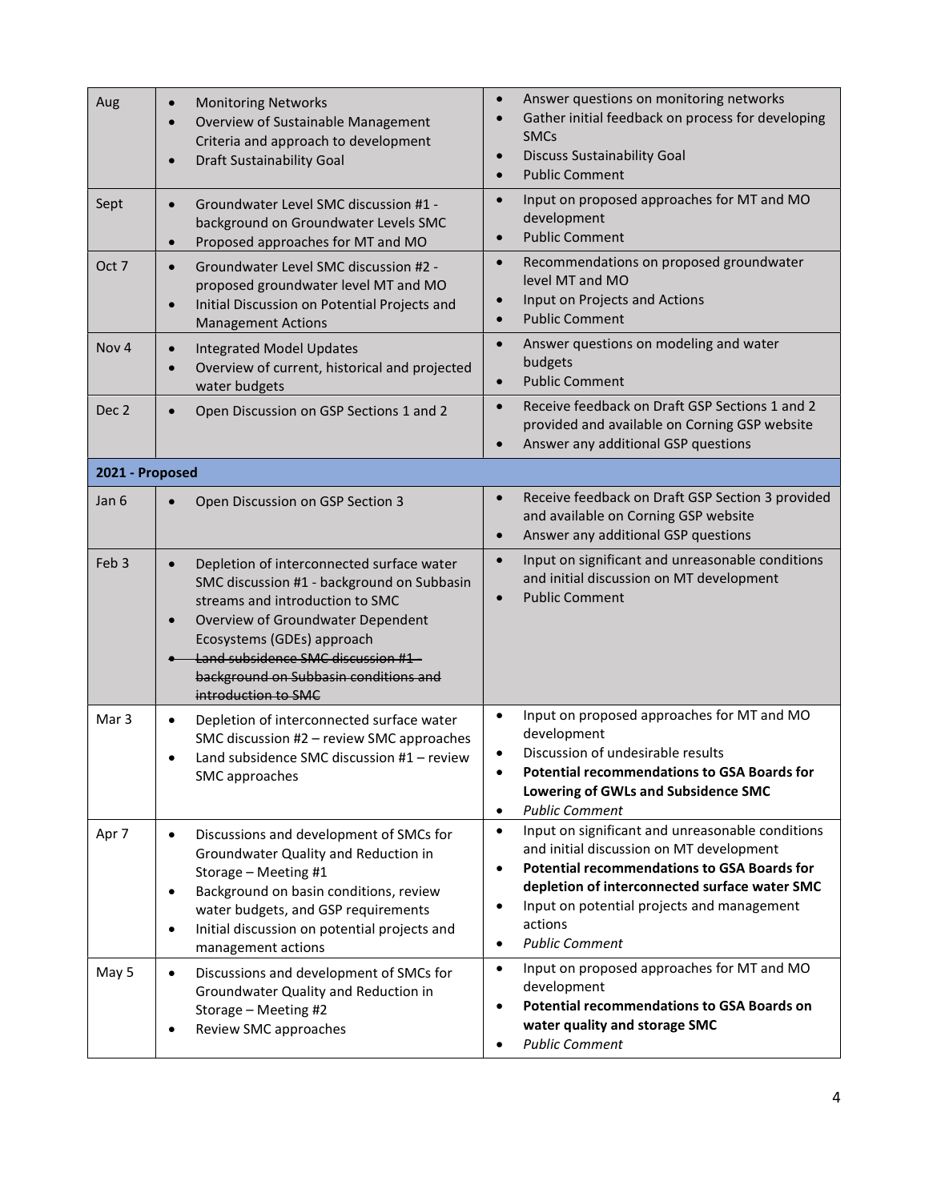| | | |
|---|---|---|
| Aug | • Monitoring Networks<br>• Overview of Sustainable Management Criteria and approach to development<br>• Draft Sustainability Goal | • Answer questions on monitoring networks<br>• Gather initial feedback on process for developing SMCs<br>• Discuss Sustainability Goal<br>• Public Comment |
| Sept | • Groundwater Level SMC discussion #1 - background on Groundwater Levels SMC<br>• Proposed approaches for MT and MO | • Input on proposed approaches for MT and MO development<br>• Public Comment |
| Oct 7 | • Groundwater Level SMC discussion #2 - proposed groundwater level MT and MO<br>• Initial Discussion on Potential Projects and Management Actions | • Recommendations on proposed groundwater level MT and MO<br>• Input on Projects and Actions<br>• Public Comment |
| Nov 4 | • Integrated Model Updates<br>• Overview of current, historical and projected water budgets | • Answer questions on modeling and water budgets<br>• Public Comment |
| Dec 2 | • Open Discussion on GSP Sections 1 and 2 | • Receive feedback on Draft GSP Sections 1 and 2 provided and available on Corning GSP website<br>• Answer any additional GSP questions |
| **2021 - Proposed** | | |
| Jan 6 | • Open Discussion on GSP Section 3 | • Receive feedback on Draft GSP Section 3 provided and available on Corning GSP website<br>• Answer any additional GSP questions |
| Feb 3 | • Depletion of interconnected surface water SMC discussion #1 - background on Subbasin streams and introduction to SMC<br>• Overview of Groundwater Dependent Ecosystems (GDEs) approach<br>• ~~Land subsidence SMC discussion #1 - background on Subbasin conditions and introduction to SMC~~ | • Input on significant and unreasonable conditions and initial discussion on MT development<br>• Public Comment |
| Mar 3 | • Depletion of interconnected surface water SMC discussion #2 – review SMC approaches<br>• Land subsidence SMC discussion #1 – review SMC approaches | • Input on proposed approaches for MT and MO development<br>• Discussion of undesirable results<br>• **Potential recommendations to GSA Boards for Lowering of GWLs and Subsidence SMC**<br>• *Public Comment* |
| Apr 7 | • Discussions and development of SMCs for Groundwater Quality and Reduction in Storage – Meeting #1<br>• Background on basin conditions, review water budgets, and GSP requirements<br>• Initial discussion on potential projects and management actions | • Input on significant and unreasonable conditions and initial discussion on MT development<br>• **Potential recommendations to GSA Boards for depletion of interconnected surface water SMC**<br>• Input on potential projects and management actions<br>• *Public Comment* |
| May 5 | • Discussions and development of SMCs for Groundwater Quality and Reduction in Storage – Meeting #2<br>• Review SMC approaches | • Input on proposed approaches for MT and MO development<br>• **Potential recommendations to GSA Boards on water quality and storage SMC**<br>• *Public Comment* |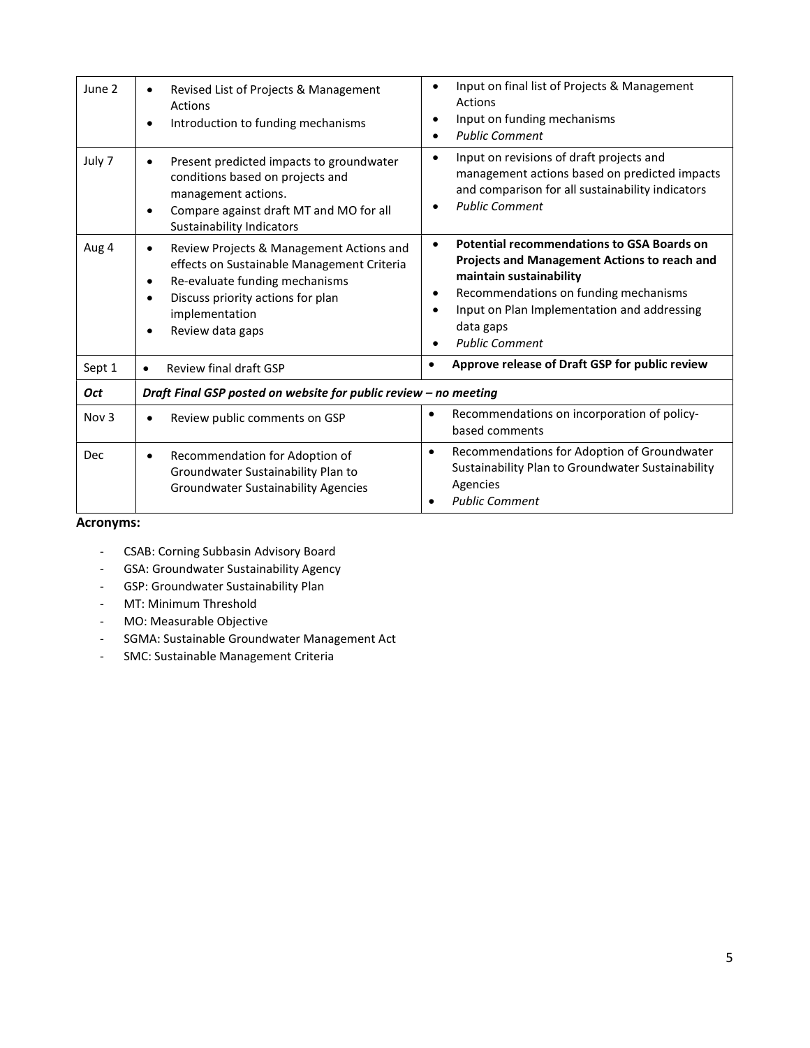| | | |
|---|---|---|
| June 2 | • Revised List of Projects & Management Actions<br>• Introduction to funding mechanisms | • Input on final list of Projects & Management Actions<br>• Input on funding mechanisms<br>• *Public Comment* |
| July 7 | • Present predicted impacts to groundwater conditions based on projects and management actions.<br>• Compare against draft MT and MO for all Sustainability Indicators | • Input on revisions of draft projects and management actions based on predicted impacts and comparison for all sustainability indicators<br>• *Public Comment* |
| Aug 4 | • Review Projects & Management Actions and effects on Sustainable Management Criteria<br>• Re-evaluate funding mechanisms<br>• Discuss priority actions for plan implementation<br>• Review data gaps | • **Potential recommendations to GSA Boards on Projects and Management Actions to reach and maintain sustainability**<br>• Recommendations on funding mechanisms<br>• Input on Plan Implementation and addressing data gaps<br>• *Public Comment* |
| Sept 1 | • Review final draft GSP | • **Approve release of Draft GSP for public review** |
| ***Oct*** | ***Draft Final GSP posted on website for public review – no meeting*** | |
| Nov 3 | • Review public comments on GSP | • Recommendations on incorporation of policy-based comments |
| Dec | • Recommendation for Adoption of Groundwater Sustainability Plan to Groundwater Sustainability Agencies | • Recommendations for Adoption of Groundwater Sustainability Plan to Groundwater Sustainability Agencies<br>• *Public Comment* |

**Acronyms:**

- CSAB: Corning Subbasin Advisory Board
- GSA: Groundwater Sustainability Agency
- GSP: Groundwater Sustainability Plan
- MT: Minimum Threshold
- MO: Measurable Objective
- SGMA: Sustainable Groundwater Management Act
- SMC: Sustainable Management Criteria